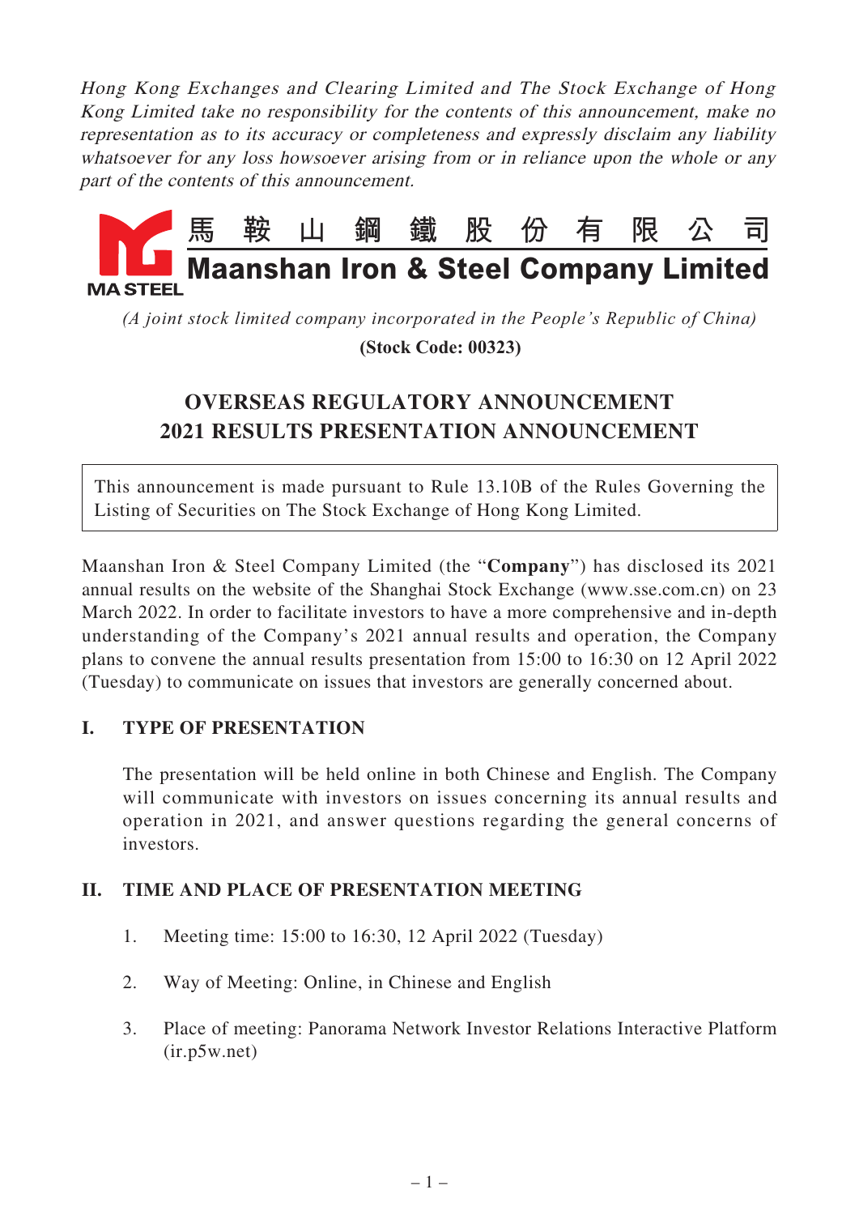*Hong Kong Exchanges and Clearing Limited and The Stock Exchange of Hong Kong Limited take no responsibility for the contents of this announcement, make no representation as to its accuracy or completeness and expressly disclaim any liability whatsoever for any loss howsoever arising from or in reliance upon the whole or any part of the contents of this announcement.*

**馬鞍山鋼鐵股份有限公司**

**Maanshan Iron & Steel Company Limited**

MA STEEL

*(A joint stock limited company incorporated in the People's Republic of China)*

**(Stock Code: 00323)**

# OVERSEAS REGULATORY ANNOUNCEMENT
# 2021 RESULTS PRESENTATION ANNOUNCEMENT

This announcement is made pursuant to Rule 13.10B of the Rules Governing the Listing of Securities on The Stock Exchange of Hong Kong Limited.

Maanshan Iron & Steel Company Limited (the "**Company**") has disclosed its 2021 annual results on the website of the Shanghai Stock Exchange (www.sse.com.cn) on 23 March 2022. In order to facilitate investors to have a more comprehensive and in-depth understanding of the Company's 2021 annual results and operation, the Company plans to convene the annual results presentation from 15:00 to 16:30 on 12 April 2022 (Tuesday) to communicate on issues that investors are generally concerned about.

## I. TYPE OF PRESENTATION

The presentation will be held online in both Chinese and English. The Company will communicate with investors on issues concerning its annual results and operation in 2021, and answer questions regarding the general concerns of investors.

## II. TIME AND PLACE OF PRESENTATION MEETING

1. Meeting time: 15:00 to 16:30, 12 April 2022 (Tuesday)

2. Way of Meeting: Online, in Chinese and English

3. Place of meeting: Panorama Network Investor Relations Interactive Platform (ir.p5w.net)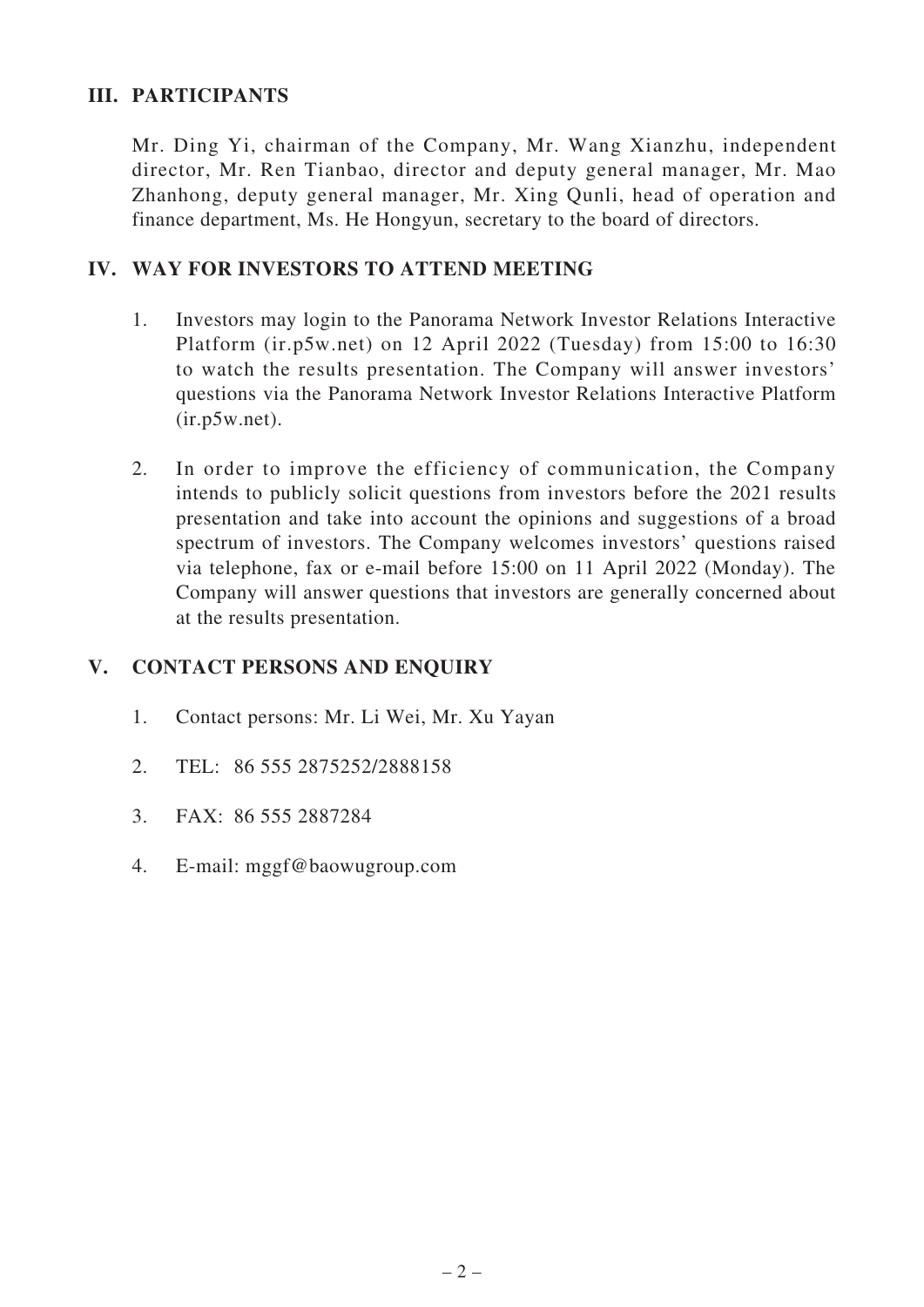## III. PARTICIPANTS

Mr. Ding Yi, chairman of the Company, Mr. Wang Xianzhu, independent director, Mr. Ren Tianbao, director and deputy general manager, Mr. Mao Zhanhong, deputy general manager, Mr. Xing Qunli, head of operation and finance department, Ms. He Hongyun, secretary to the board of directors.

## IV. WAY FOR INVESTORS TO ATTEND MEETING

1. Investors may login to the Panorama Network Investor Relations Interactive Platform (ir.p5w.net) on 12 April 2022 (Tuesday) from 15:00 to 16:30 to watch the results presentation. The Company will answer investors' questions via the Panorama Network Investor Relations Interactive Platform (ir.p5w.net).

2. In order to improve the efficiency of communication, the Company intends to publicly solicit questions from investors before the 2021 results presentation and take into account the opinions and suggestions of a broad spectrum of investors. The Company welcomes investors' questions raised via telephone, fax or e-mail before 15:00 on 11 April 2022 (Monday). The Company will answer questions that investors are generally concerned about at the results presentation.

## V. CONTACT PERSONS AND ENQUIRY

1. Contact persons: Mr. Li Wei, Mr. Xu Yayan

2. TEL: 86 555 2875252/2888158

3. FAX: 86 555 2887284

4. E-mail: mggf@baowugroup.com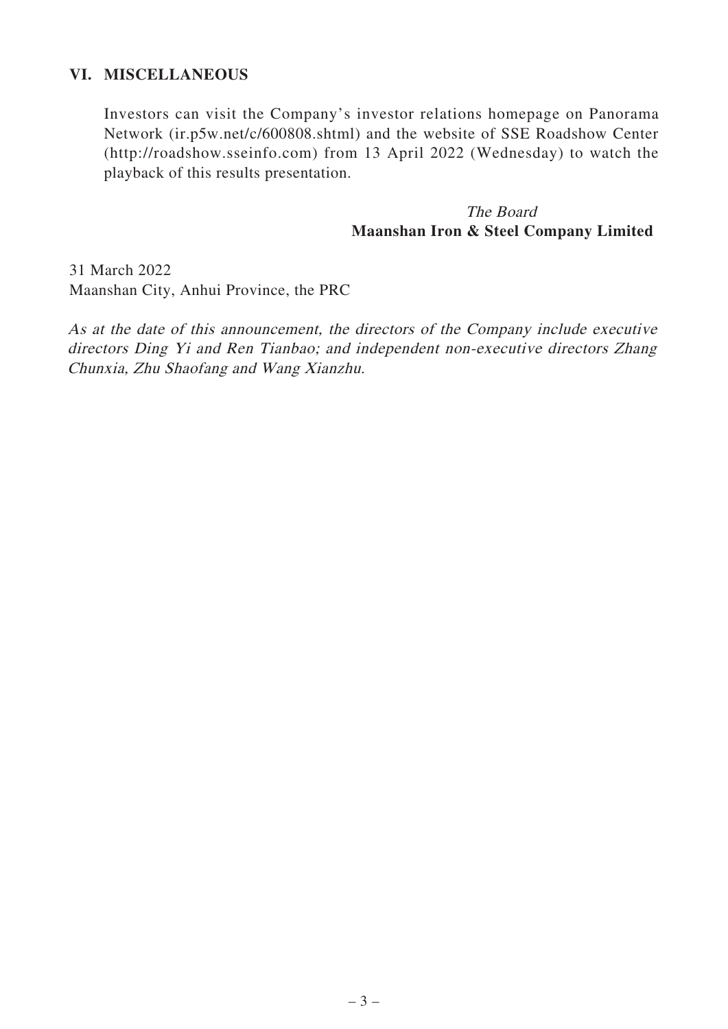## VI. MISCELLANEOUS

Investors can visit the Company's investor relations homepage on Panorama Network (ir.p5w.net/c/600808.shtml) and the website of SSE Roadshow Center (http://roadshow.sseinfo.com) from 13 April 2022 (Wednesday) to watch the playback of this results presentation.

*The Board*
**Maanshan Iron & Steel Company Limited**

31 March 2022
Maanshan City, Anhui Province, the PRC

*As at the date of this announcement, the directors of the Company include executive directors Ding Yi and Ren Tianbao; and independent non-executive directors Zhang Chunxia, Zhu Shaofang and Wang Xianzhu.*